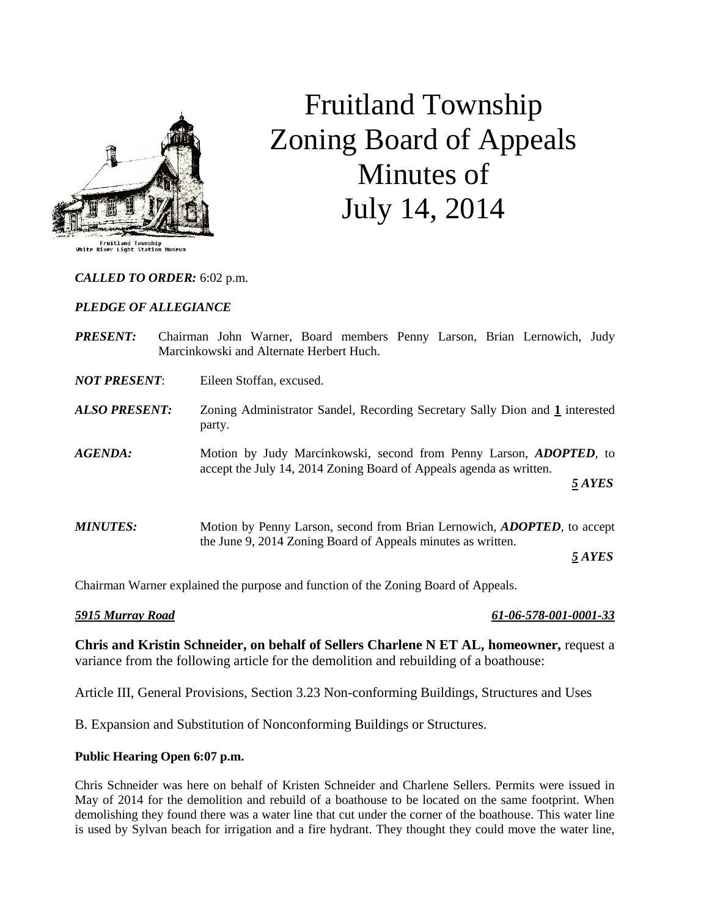# Fruitland Township Zoning Board of Appeals Minutes of July 14, 2014

***CALLED TO ORDER:*** 6:02 p.m.

***PLEDGE OF ALLEGIANCE***

***PRESENT:*** Chairman John Warner, Board members Penny Larson, Brian Lernowich, Judy Marcinkowski and Alternate Herbert Huch.

***NOT PRESENT***: Eileen Stoffan, excused.

***ALSO PRESENT:*** Zoning Administrator Sandel, Recording Secretary Sally Dion and **1** interested party.

***AGENDA:*** Motion by Judy Marcinkowski, second from Penny Larson, ***ADOPTED***, to accept the July 14, 2014 Zoning Board of Appeals agenda as written.

***5 AYES***

***MINUTES:*** Motion by Penny Larson, second from Brian Lernowich, ***ADOPTED***, to accept the June 9, 2014 Zoning Board of Appeals minutes as written.

***5 AYES***

Chairman Warner explained the purpose and function of the Zoning Board of Appeals.

***5915 Murray Road*** ***61-06-578-001-0001-33***

**Chris and Kristin Schneider, on behalf of Sellers Charlene N ET AL, homeowner,** request a variance from the following article for the demolition and rebuilding of a boathouse:

Article III, General Provisions, Section 3.23 Non-conforming Buildings, Structures and Uses

B. Expansion and Substitution of Nonconforming Buildings or Structures.

**Public Hearing Open 6:07 p.m.**

Chris Schneider was here on behalf of Kristen Schneider and Charlene Sellers. Permits were issued in May of 2014 for the demolition and rebuild of a boathouse to be located on the same footprint. When demolishing they found there was a water line that cut under the corner of the boathouse. This water line is used by Sylvan beach for irrigation and a fire hydrant. They thought they could move the water line,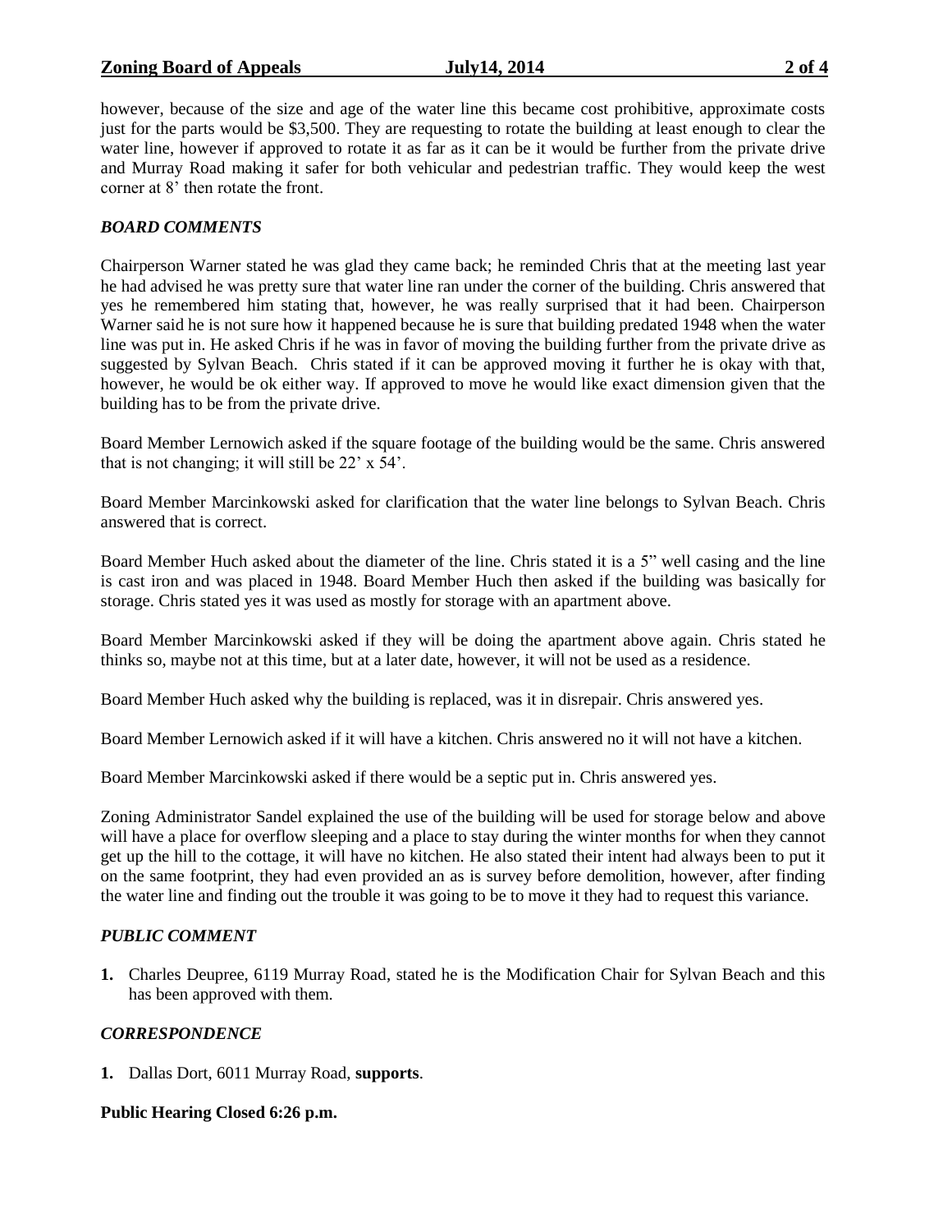however, because of the size and age of the water line this became cost prohibitive, approximate costs just for the parts would be $3,500. They are requesting to rotate the building at least enough to clear the water line, however if approved to rotate it as far as it can be it would be further from the private drive and Murray Road making it safer for both vehicular and pedestrian traffic. They would keep the west corner at 8' then rotate the front.

***BOARD COMMENTS***

Chairperson Warner stated he was glad they came back; he reminded Chris that at the meeting last year he had advised he was pretty sure that water line ran under the corner of the building. Chris answered that yes he remembered him stating that, however, he was really surprised that it had been. Chairperson Warner said he is not sure how it happened because he is sure that building predated 1948 when the water line was put in. He asked Chris if he was in favor of moving the building further from the private drive as suggested by Sylvan Beach. Chris stated if it can be approved moving it further he is okay with that, however, he would be ok either way. If approved to move he would like exact dimension given that the building has to be from the private drive.

Board Member Lernowich asked if the square footage of the building would be the same. Chris answered that is not changing; it will still be 22' x 54'.

Board Member Marcinkowski asked for clarification that the water line belongs to Sylvan Beach. Chris answered that is correct.

Board Member Huch asked about the diameter of the line. Chris stated it is a 5" well casing and the line is cast iron and was placed in 1948. Board Member Huch then asked if the building was basically for storage. Chris stated yes it was used as mostly for storage with an apartment above.

Board Member Marcinkowski asked if they will be doing the apartment above again. Chris stated he thinks so, maybe not at this time, but at a later date, however, it will not be used as a residence.

Board Member Huch asked why the building is replaced, was it in disrepair. Chris answered yes.

Board Member Lernowich asked if it will have a kitchen. Chris answered no it will not have a kitchen.

Board Member Marcinkowski asked if there would be a septic put in. Chris answered yes.

Zoning Administrator Sandel explained the use of the building will be used for storage below and above will have a place for overflow sleeping and a place to stay during the winter months for when they cannot get up the hill to the cottage, it will have no kitchen. He also stated their intent had always been to put it on the same footprint, they had even provided an as is survey before demolition, however, after finding the water line and finding out the trouble it was going to be to move it they had to request this variance.

***PUBLIC COMMENT***

1. Charles Deupree, 6119 Murray Road, stated he is the Modification Chair for Sylvan Beach and this has been approved with them.

***CORRESPONDENCE***

1. Dallas Dort, 6011 Murray Road, **supports**.

**Public Hearing Closed 6:26 p.m.**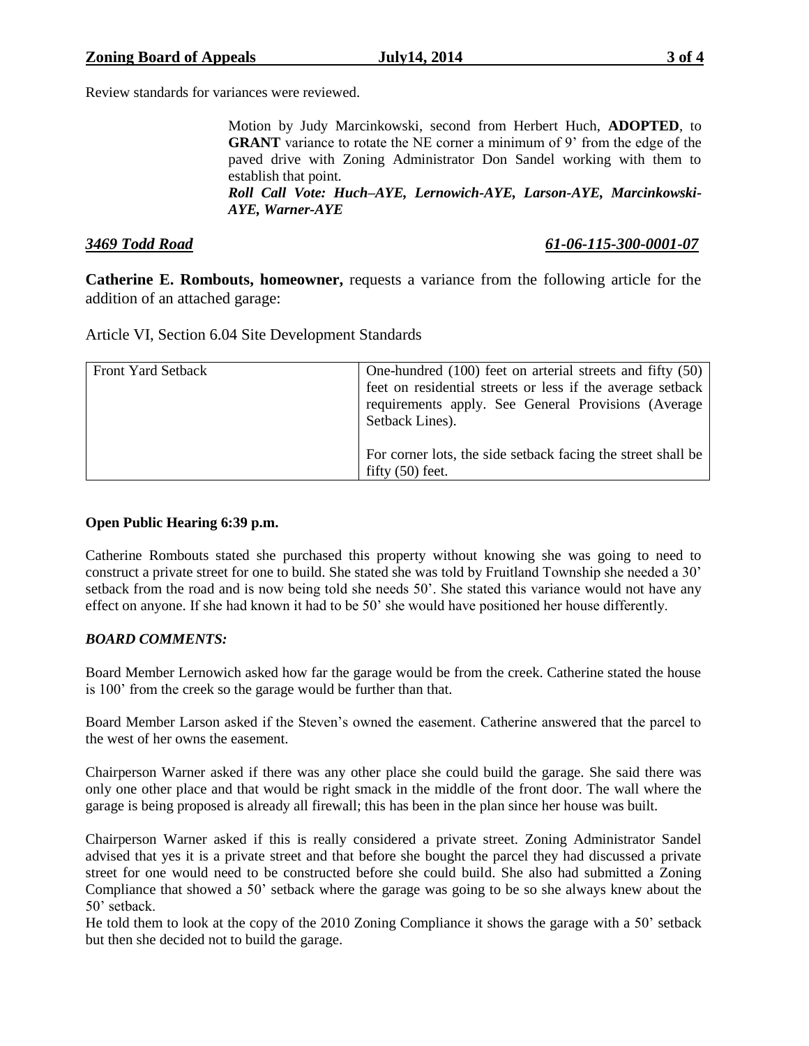Review standards for variances were reviewed.

> Motion by Judy Marcinkowski, second from Herbert Huch, **ADOPTED**, to **GRANT** variance to rotate the NE corner a minimum of 9' from the edge of the paved drive with Zoning Administrator Don Sandel working with them to establish that point.
> ***Roll Call Vote: Huch–AYE, Lernowich-AYE, Larson-AYE, Marcinkowski-AYE, Warner-AYE***

***3469 Todd Road*** ***61-06-115-300-0001-07***

**Catherine E. Rombouts, homeowner,** requests a variance from the following article for the addition of an attached garage:

Article VI, Section 6.04 Site Development Standards

| Front Yard Setback | One-hundred (100) feet on arterial streets and fifty (50) feet on residential streets or less if the average setback requirements apply. See General Provisions (Average Setback Lines).<br><br>For corner lots, the side setback facing the street shall be fifty (50) feet. |
|---|---|

**Open Public Hearing 6:39 p.m.**

Catherine Rombouts stated she purchased this property without knowing she was going to need to construct a private street for one to build. She stated she was told by Fruitland Township she needed a 30' setback from the road and is now being told she needs 50'. She stated this variance would not have any effect on anyone. If she had known it had to be 50' she would have positioned her house differently.

***BOARD COMMENTS:***

Board Member Lernowich asked how far the garage would be from the creek. Catherine stated the house is 100' from the creek so the garage would be further than that.

Board Member Larson asked if the Steven's owned the easement. Catherine answered that the parcel to the west of her owns the easement.

Chairperson Warner asked if there was any other place she could build the garage. She said there was only one other place and that would be right smack in the middle of the front door. The wall where the garage is being proposed is already all firewall; this has been in the plan since her house was built.

Chairperson Warner asked if this is really considered a private street. Zoning Administrator Sandel advised that yes it is a private street and that before she bought the parcel they had discussed a private street for one would need to be constructed before she could build. She also had submitted a Zoning Compliance that showed a 50' setback where the garage was going to be so she always knew about the 50' setback.
He told them to look at the copy of the 2010 Zoning Compliance it shows the garage with a 50' setback but then she decided not to build the garage.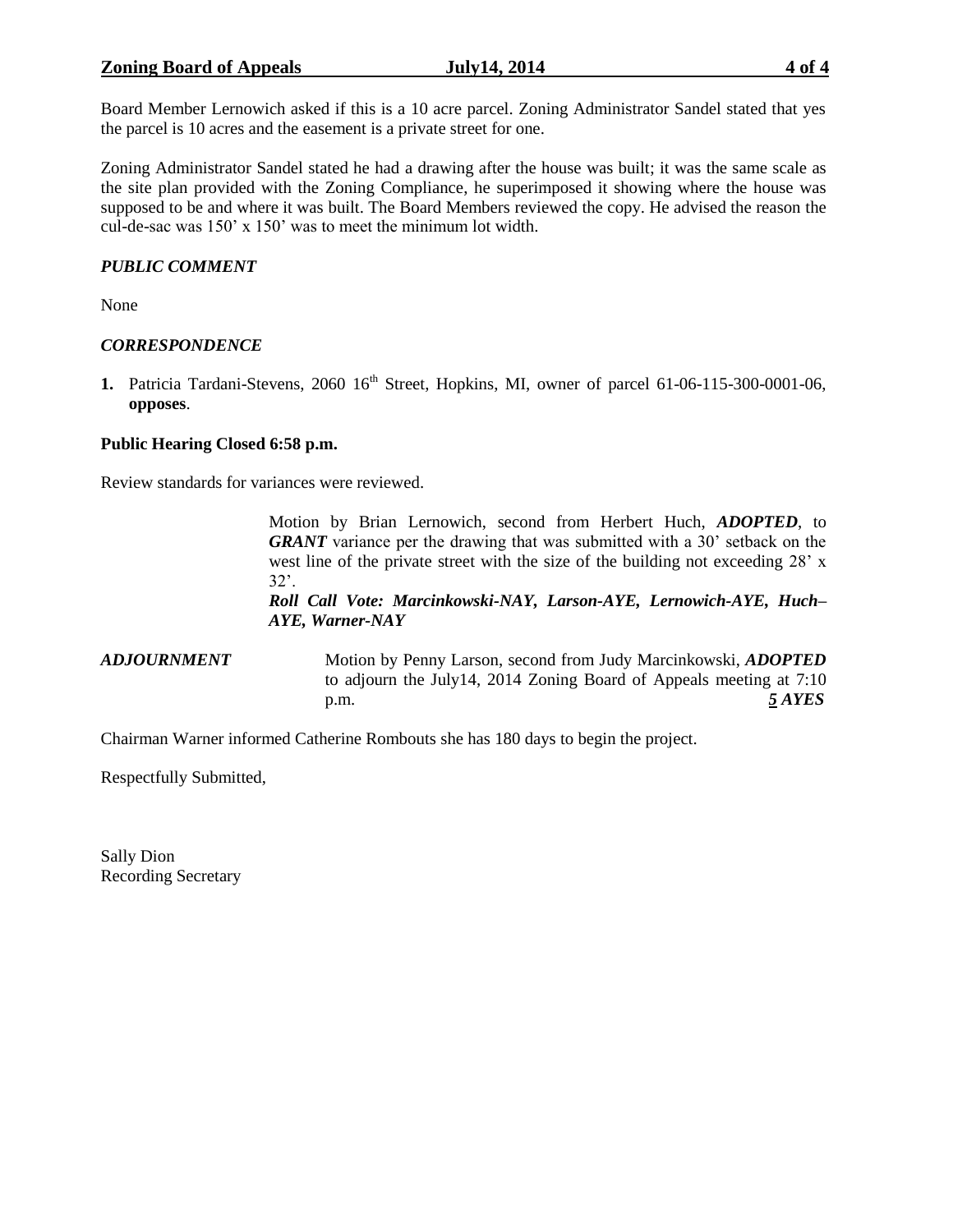Board Member Lernowich asked if this is a 10 acre parcel. Zoning Administrator Sandel stated that yes the parcel is 10 acres and the easement is a private street for one.

Zoning Administrator Sandel stated he had a drawing after the house was built; it was the same scale as the site plan provided with the Zoning Compliance, he superimposed it showing where the house was supposed to be and where it was built. The Board Members reviewed the copy. He advised the reason the cul-de-sac was 150' x 150' was to meet the minimum lot width.

***PUBLIC COMMENT***

None

***CORRESPONDENCE***

1. Patricia Tardani-Stevens, 2060 16th Street, Hopkins, MI, owner of parcel 61-06-115-300-0001-06, **opposes**.

**Public Hearing Closed 6:58 p.m.**

Review standards for variances were reviewed.

Motion by Brian Lernowich, second from Herbert Huch, ***ADOPTED***, to ***GRANT*** variance per the drawing that was submitted with a 30' setback on the west line of the private street with the size of the building not exceeding 28' x 32'.
***Roll Call Vote: Marcinkowski-NAY, Larson-AYE, Lernowich-AYE, Huch–AYE, Warner-NAY***

***ADJOURNMENT*** Motion by Penny Larson, second from Judy Marcinkowski, ***ADOPTED*** to adjourn the July14, 2014 Zoning Board of Appeals meeting at 7:10 p.m. ***5 AYES***

Chairman Warner informed Catherine Rombouts she has 180 days to begin the project.

Respectfully Submitted,

Sally Dion
Recording Secretary